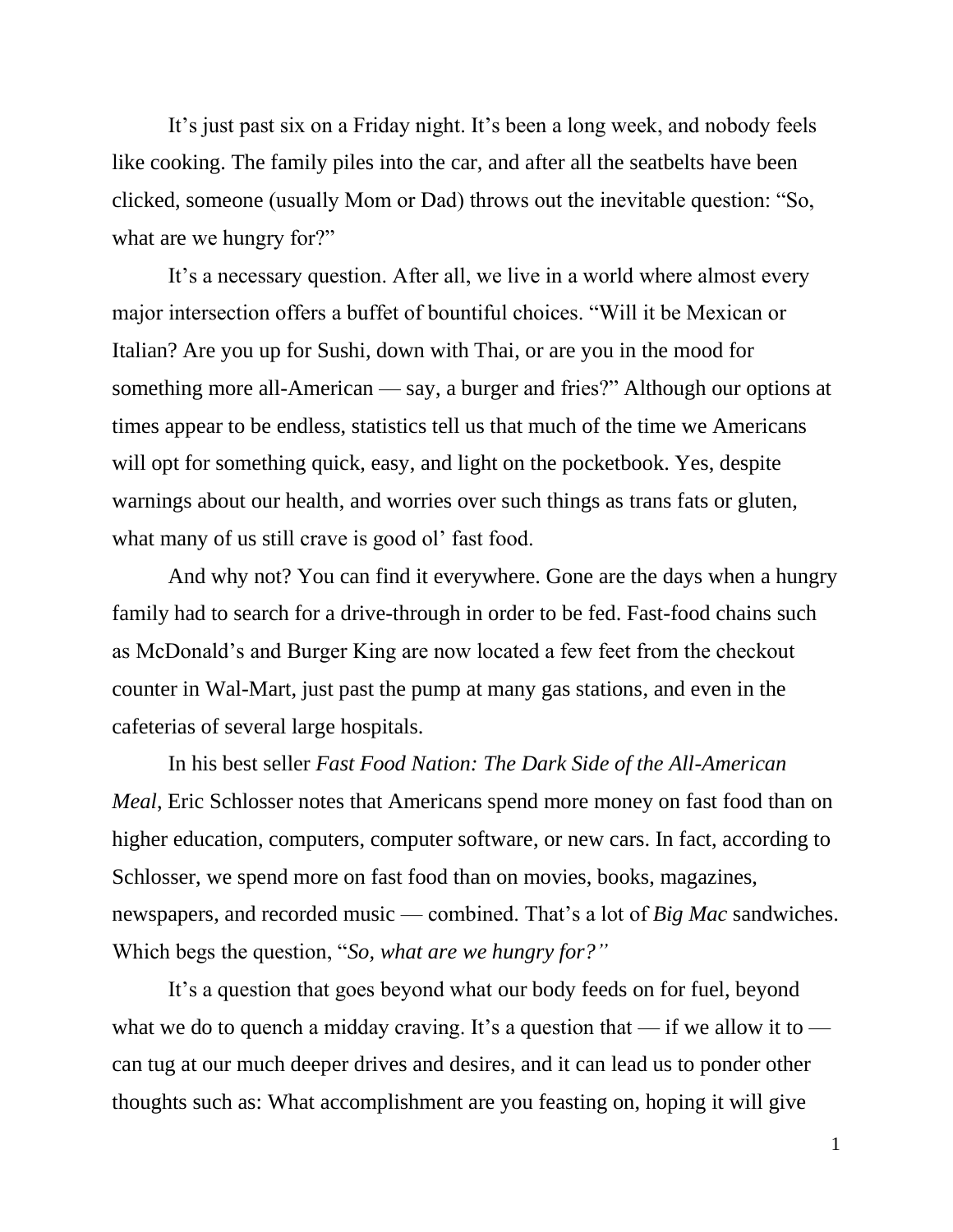It’s just past six on a Friday night. It’s been a long week, and nobody feels like cooking. The family piles into the car, and after all the seatbelts have been clicked, someone (usually Mom or Dad) throws out the inevitable question: “So, what are we hungry for?”

It’s a necessary question. After all, we live in a world where almost every major intersection offers a buffet of bountiful choices. “Will it be Mexican or Italian? Are you up for Sushi, down with Thai, or are you in the mood for something more all-American — say, a burger and fries?” Although our options at times appear to be endless, statistics tell us that much of the time we Americans will opt for something quick, easy, and light on the pocketbook. Yes, despite warnings about our health, and worries over such things as trans fats or gluten, what many of us still crave is good ol’ fast food.

And why not? You can find it everywhere. Gone are the days when a hungry family had to search for a drive-through in order to be fed. Fast-food chains such as McDonald’s and Burger King are now located a few feet from the checkout counter in Wal-Mart, just past the pump at many gas stations, and even in the cafeterias of several large hospitals.

In his best seller *Fast Food Nation: The Dark Side of the All-American Meal*, Eric Schlosser notes that Americans spend more money on fast food than on higher education, computers, computer software, or new cars. In fact, according to Schlosser, we spend more on fast food than on movies, books, magazines, newspapers, and recorded music — combined. That’s a lot of *Big Mac* sandwiches. Which begs the question, “*So, what are we hungry for?”*

It’s a question that goes beyond what our body feeds on for fuel, beyond what we do to quench a midday craving. It’s a question that — if we allow it to — can tug at our much deeper drives and desires, and it can lead us to ponder other thoughts such as: What accomplishment are you feasting on, hoping it will give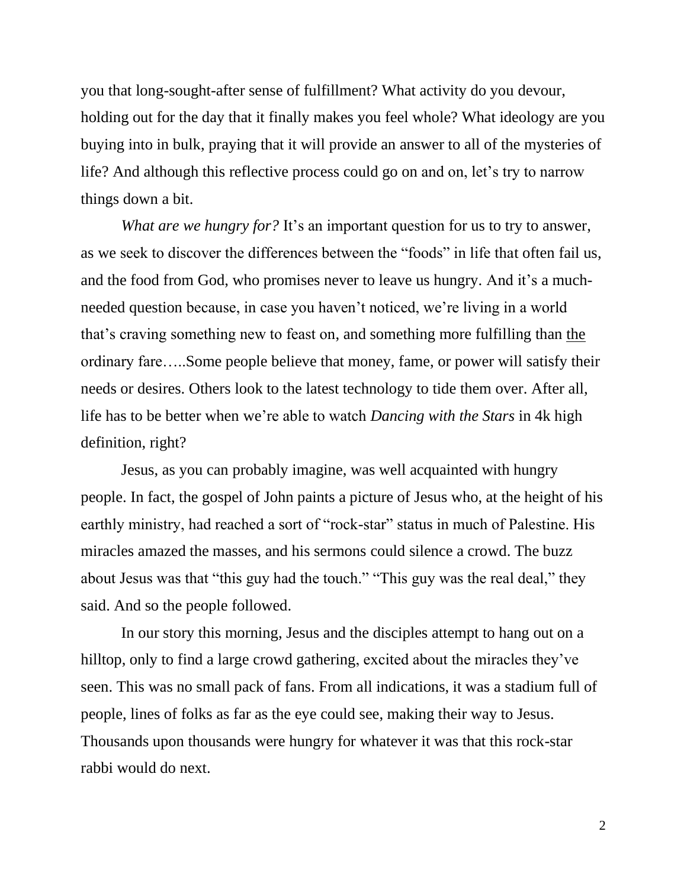you that long-sought-after sense of fulfillment? What activity do you devour, holding out for the day that it finally makes you feel whole? What ideology are you buying into in bulk, praying that it will provide an answer to all of the mysteries of life? And although this reflective process could go on and on, let's try to narrow things down a bit.

*What are we hungry for?* It's an important question for us to try to answer, as we seek to discover the differences between the "foods" in life that often fail us, and the food from God, who promises never to leave us hungry. And it's a much-needed question because, in case you haven't noticed, we're living in a world that's craving something new to feast on, and something more fulfilling than <u>the</u> ordinary fare…..Some people believe that money, fame, or power will satisfy their needs or desires. Others look to the latest technology to tide them over. After all, life has to be better when we're able to watch *Dancing with the Stars* in 4k high definition, right?

Jesus, as you can probably imagine, was well acquainted with hungry people. In fact, the gospel of John paints a picture of Jesus who, at the height of his earthly ministry, had reached a sort of "rock-star" status in much of Palestine. His miracles amazed the masses, and his sermons could silence a crowd. The buzz about Jesus was that "this guy had the touch." "This guy was the real deal," they said. And so the people followed.

In our story this morning, Jesus and the disciples attempt to hang out on a hilltop, only to find a large crowd gathering, excited about the miracles they've seen. This was no small pack of fans. From all indications, it was a stadium full of people, lines of folks as far as the eye could see, making their way to Jesus. Thousands upon thousands were hungry for whatever it was that this rock-star rabbi would do next.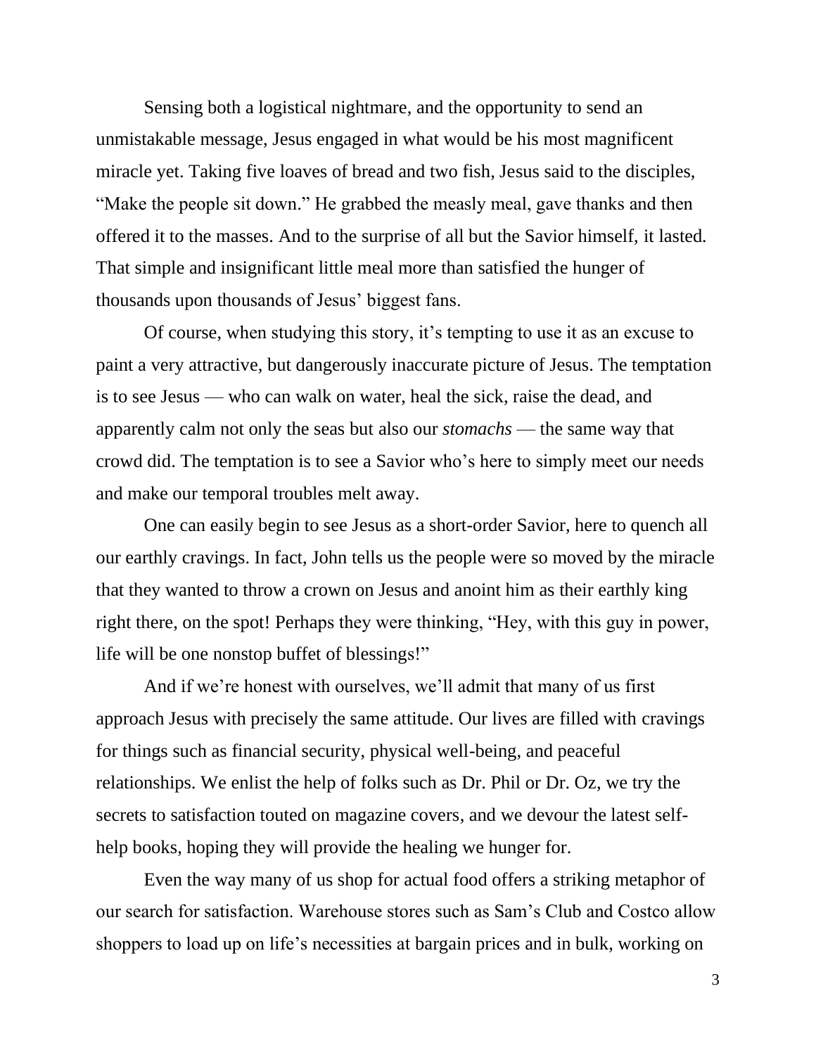Sensing both a logistical nightmare, and the opportunity to send an unmistakable message, Jesus engaged in what would be his most magnificent miracle yet. Taking five loaves of bread and two fish, Jesus said to the disciples, "Make the people sit down." He grabbed the measly meal, gave thanks and then offered it to the masses. And to the surprise of all but the Savior himself, it lasted. That simple and insignificant little meal more than satisfied the hunger of thousands upon thousands of Jesus' biggest fans.

Of course, when studying this story, it's tempting to use it as an excuse to paint a very attractive, but dangerously inaccurate picture of Jesus. The temptation is to see Jesus — who can walk on water, heal the sick, raise the dead, and apparently calm not only the seas but also our *stomachs* — the same way that crowd did. The temptation is to see a Savior who's here to simply meet our needs and make our temporal troubles melt away.

One can easily begin to see Jesus as a short-order Savior, here to quench all our earthly cravings. In fact, John tells us the people were so moved by the miracle that they wanted to throw a crown on Jesus and anoint him as their earthly king right there, on the spot! Perhaps they were thinking, "Hey, with this guy in power, life will be one nonstop buffet of blessings!"

And if we're honest with ourselves, we'll admit that many of us first approach Jesus with precisely the same attitude. Our lives are filled with cravings for things such as financial security, physical well-being, and peaceful relationships. We enlist the help of folks such as Dr. Phil or Dr. Oz, we try the secrets to satisfaction touted on magazine covers, and we devour the latest self-help books, hoping they will provide the healing we hunger for.

Even the way many of us shop for actual food offers a striking metaphor of our search for satisfaction. Warehouse stores such as Sam's Club and Costco allow shoppers to load up on life's necessities at bargain prices and in bulk, working on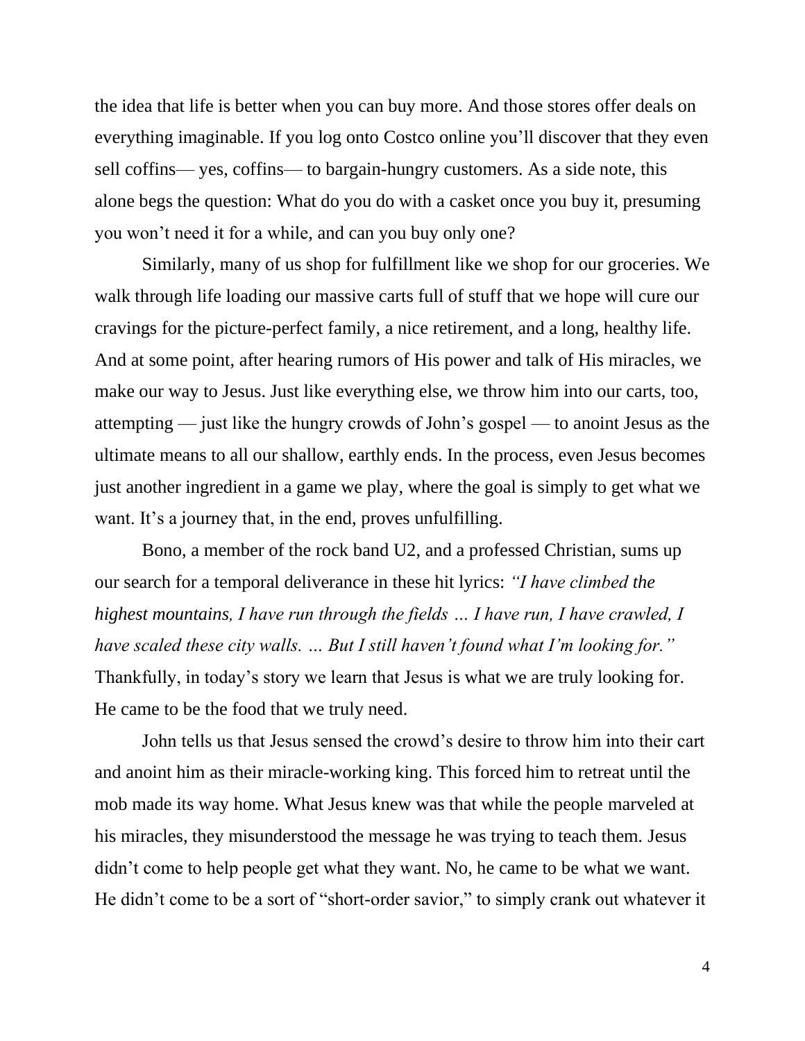the idea that life is better when you can buy more. And those stores offer deals on everything imaginable. If you log onto Costco online you'll discover that they even sell coffins— yes, coffins— to bargain-hungry customers. As a side note, this alone begs the question: What do you do with a casket once you buy it, presuming you won't need it for a while, and can you buy only one?

Similarly, many of us shop for fulfillment like we shop for our groceries. We walk through life loading our massive carts full of stuff that we hope will cure our cravings for the picture-perfect family, a nice retirement, and a long, healthy life. And at some point, after hearing rumors of His power and talk of His miracles, we make our way to Jesus. Just like everything else, we throw him into our carts, too, attempting — just like the hungry crowds of John's gospel — to anoint Jesus as the ultimate means to all our shallow, earthly ends. In the process, even Jesus becomes just another ingredient in a game we play, where the goal is simply to get what we want. It's a journey that, in the end, proves unfulfilling.

Bono, a member of the rock band U2, and a professed Christian, sums up our search for a temporal deliverance in these hit lyrics: *"I have climbed the highest mountains, I have run through the fields … I have run, I have crawled, I have scaled these city walls. … But I still haven't found what I'm looking for."* Thankfully, in today's story we learn that Jesus is what we are truly looking for. He came to be the food that we truly need.

John tells us that Jesus sensed the crowd's desire to throw him into their cart and anoint him as their miracle-working king. This forced him to retreat until the mob made its way home. What Jesus knew was that while the people marveled at his miracles, they misunderstood the message he was trying to teach them. Jesus didn't come to help people get what they want. No, he came to be what we want. He didn't come to be a sort of "short-order savior," to simply crank out whatever it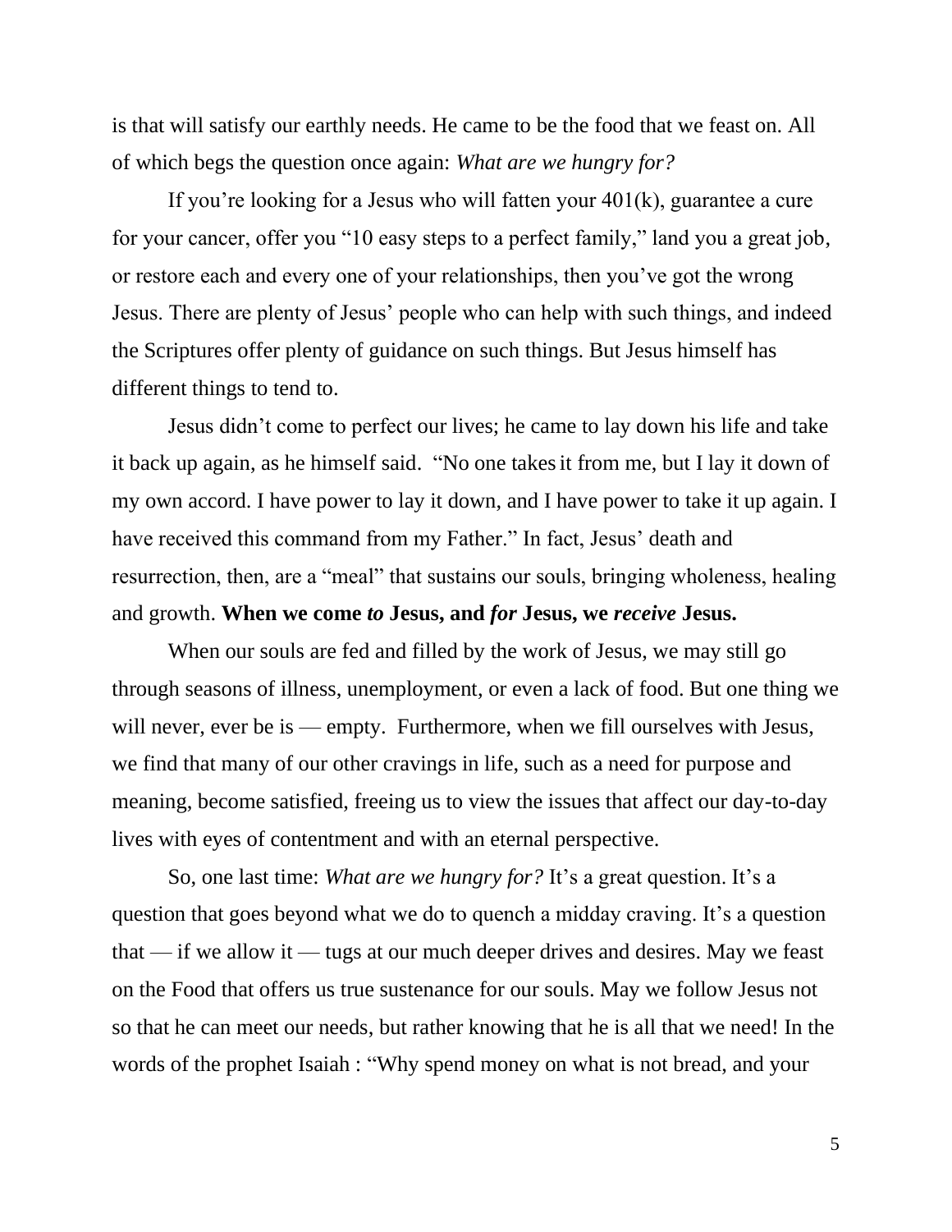is that will satisfy our earthly needs. He came to be the food that we feast on. All of which begs the question once again: *What are we hungry for?*

If you're looking for a Jesus who will fatten your 401(k), guarantee a cure for your cancer, offer you "10 easy steps to a perfect family," land you a great job, or restore each and every one of your relationships, then you've got the wrong Jesus. There are plenty of Jesus' people who can help with such things, and indeed the Scriptures offer plenty of guidance on such things. But Jesus himself has different things to tend to.

Jesus didn't come to perfect our lives; he came to lay down his life and take it back up again, as he himself said. "No one takes it from me, but I lay it down of my own accord. I have power to lay it down, and I have power to take it up again. I have received this command from my Father." In fact, Jesus' death and resurrection, then, are a "meal" that sustains our souls, bringing wholeness, healing and growth. **When we come *to* Jesus, and *for* Jesus, we *receive* Jesus.**

When our souls are fed and filled by the work of Jesus, we may still go through seasons of illness, unemployment, or even a lack of food. But one thing we will never, ever be is — empty. Furthermore, when we fill ourselves with Jesus, we find that many of our other cravings in life, such as a need for purpose and meaning, become satisfied, freeing us to view the issues that affect our day-to-day lives with eyes of contentment and with an eternal perspective.

So, one last time: *What are we hungry for?* It's a great question. It's a question that goes beyond what we do to quench a midday craving. It's a question that — if we allow it — tugs at our much deeper drives and desires. May we feast on the Food that offers us true sustenance for our souls. May we follow Jesus not so that he can meet our needs, but rather knowing that he is all that we need! In the words of the prophet Isaiah : "Why spend money on what is not bread, and your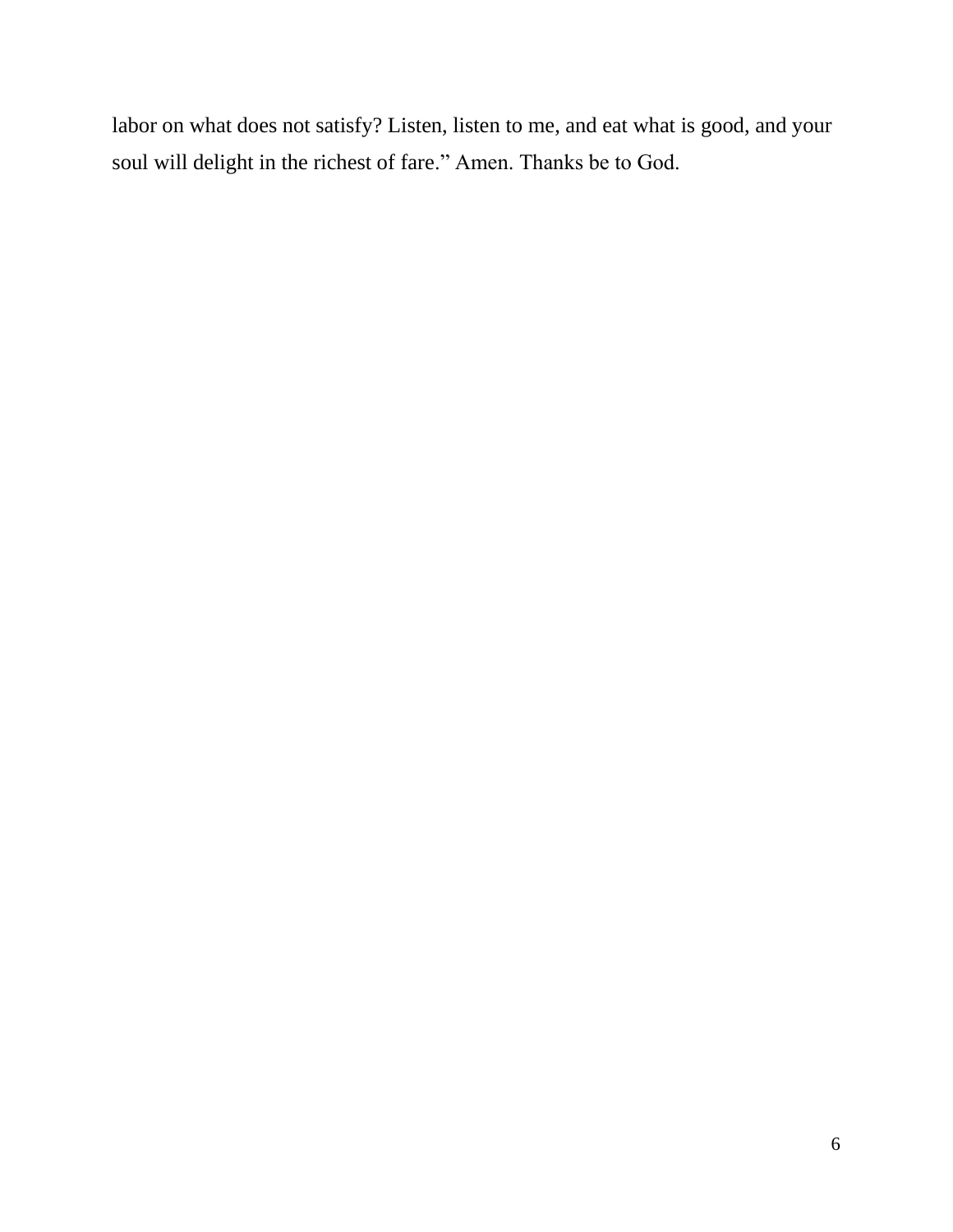labor on what does not satisfy? Listen, listen to me, and eat what is good, and your soul will delight in the richest of fare." Amen. Thanks be to God.